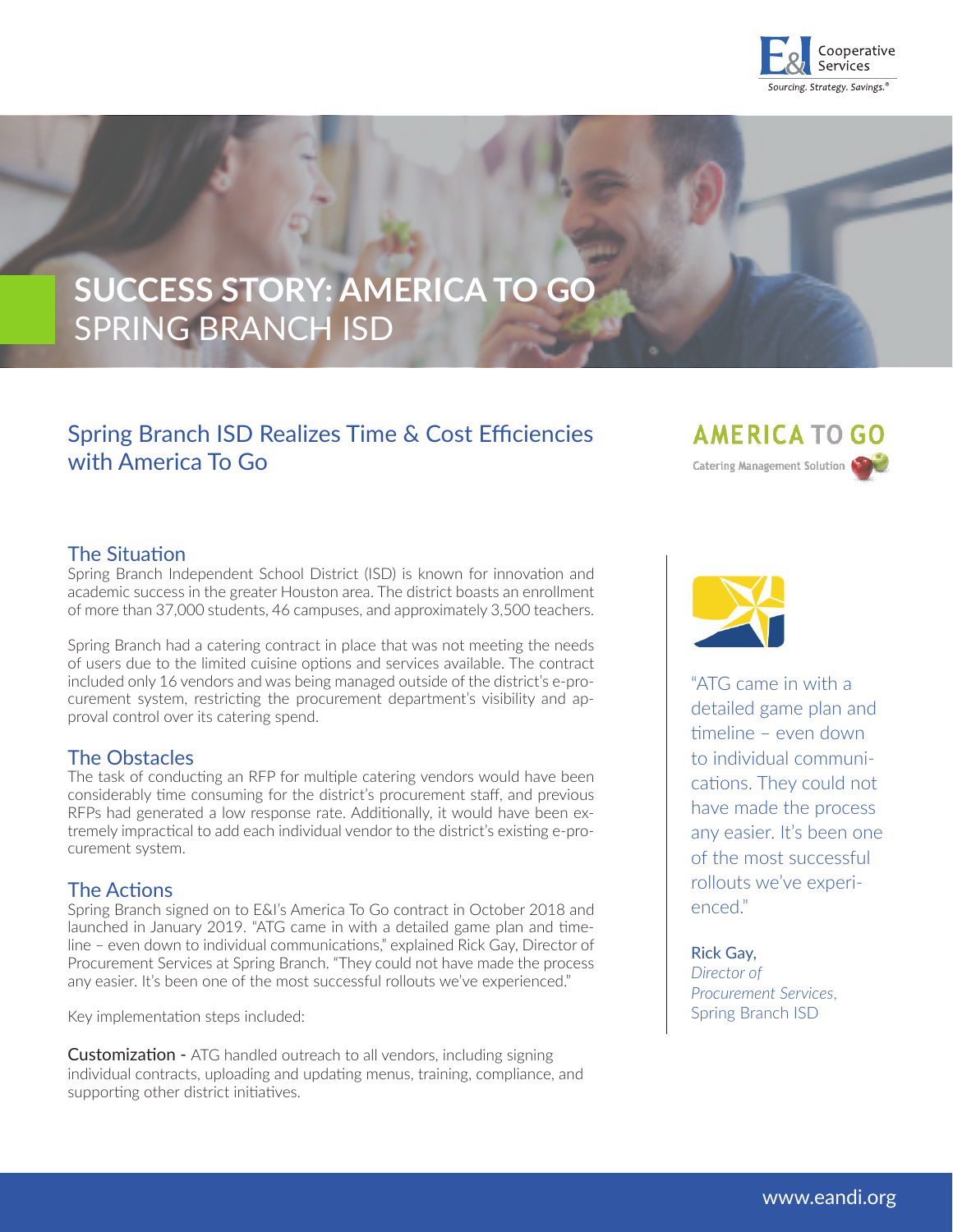# SUCCESS STORY: AMERICA TO GO
## SPRING BRANCH ISD

## Spring Branch ISD Realizes Time & Cost Efficiencies with America To Go

### The Situation

Spring Branch Independent School District (ISD) is known for innovation and academic success in the greater Houston area. The district boasts an enrollment of more than 37,000 students, 46 campuses, and approximately 3,500 teachers.

Spring Branch had a catering contract in place that was not meeting the needs of users due to the limited cuisine options and services available. The contract included only 16 vendors and was being managed outside of the district's e-procurement system, restricting the procurement department's visibility and approval control over its catering spend.

### The Obstacles

The task of conducting an RFP for multiple catering vendors would have been considerably time consuming for the district's procurement staff, and previous RFPs had generated a low response rate. Additionally, it would have been extremely impractical to add each individual vendor to the district's existing e-procurement system.

### The Actions

Spring Branch signed on to E&I's America To Go contract in October 2018 and launched in January 2019. "ATG came in with a detailed game plan and timeline – even down to individual communications," explained Rick Gay, Director of Procurement Services at Spring Branch. "They could not have made the process any easier. It's been one of the most successful rollouts we've experienced."

Key implementation steps included:

**Customization -** ATG handled outreach to all vendors, including signing individual contracts, uploading and updating menus, training, compliance, and supporting other district initiatives.

"ATG came in with a detailed game plan and timeline – even down to individual communications. They could not have made the process any easier. It's been one of the most successful rollouts we've experienced."

Rick Gay,
*Director of Procurement Services*, Spring Branch ISD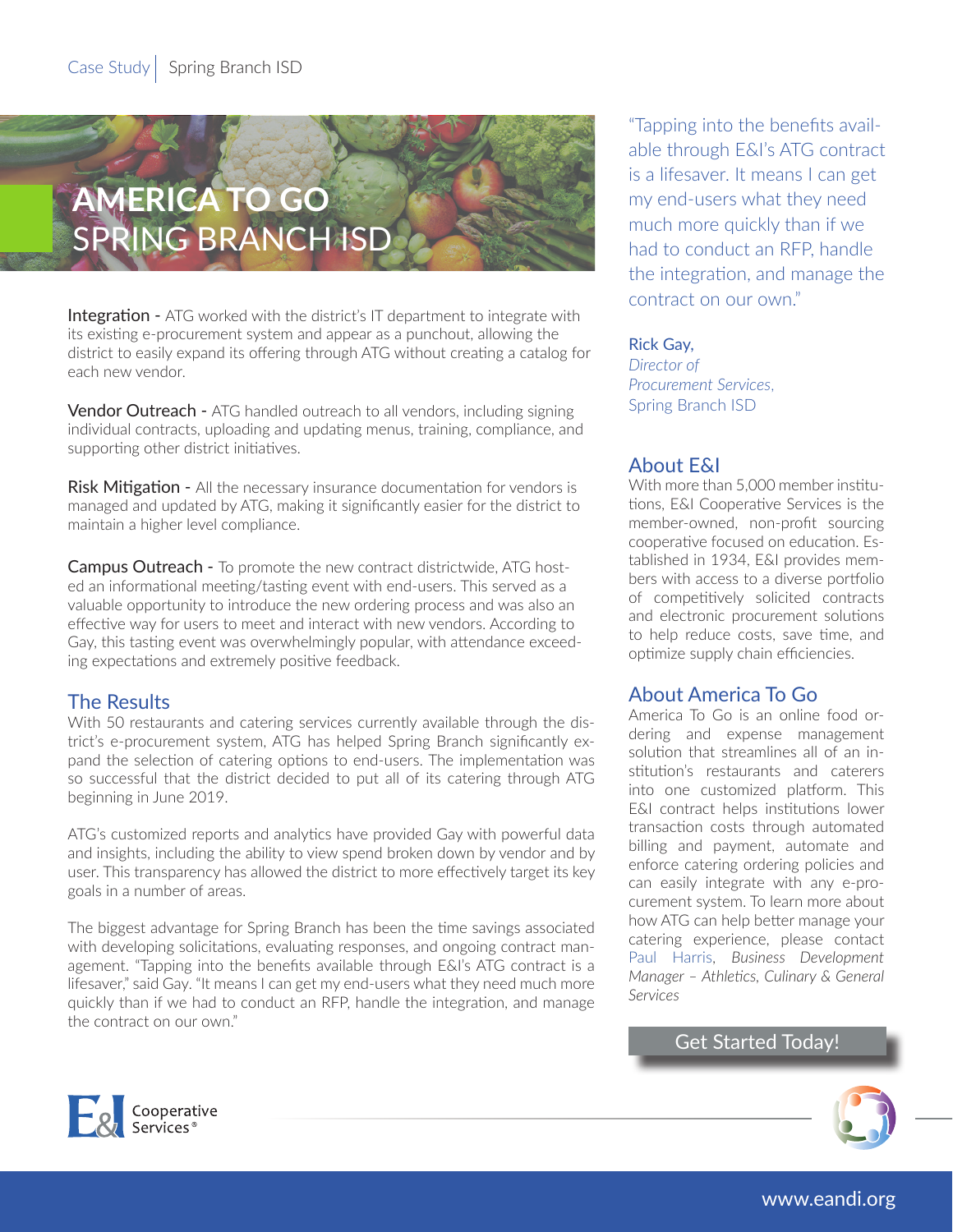# AMERICA TO GO
# SPRING BRANCH ISD

**Integration** - ATG worked with the district's IT department to integrate with its existing e-procurement system and appear as a punchout, allowing the district to easily expand its offering through ATG without creating a catalog for each new vendor.

**Vendor Outreach** - ATG handled outreach to all vendors, including signing individual contracts, uploading and updating menus, training, compliance, and supporting other district initiatives.

**Risk Mitigation** - All the necessary insurance documentation for vendors is managed and updated by ATG, making it significantly easier for the district to maintain a higher level compliance.

**Campus Outreach** - To promote the new contract districtwide, ATG hosted an informational meeting/tasting event with end-users. This served as a valuable opportunity to introduce the new ordering process and was also an effective way for users to meet and interact with new vendors. According to Gay, this tasting event was overwhelmingly popular, with attendance exceeding expectations and extremely positive feedback.

## The Results

With 50 restaurants and catering services currently available through the district's e-procurement system, ATG has helped Spring Branch significantly expand the selection of catering options to end-users. The implementation was so successful that the district decided to put all of its catering through ATG beginning in June 2019.

ATG's customized reports and analytics have provided Gay with powerful data and insights, including the ability to view spend broken down by vendor and by user. This transparency has allowed the district to more effectively target its key goals in a number of areas.

The biggest advantage for Spring Branch has been the time savings associated with developing solicitations, evaluating responses, and ongoing contract management. "Tapping into the benefits available through E&I's ATG contract is a lifesaver," said Gay. "It means I can get my end-users what they need much more quickly than if we had to conduct an RFP, handle the integration, and manage the contract on our own."

"Tapping into the benefits available through E&I's ATG contract is a lifesaver. It means I can get my end-users what they need much more quickly than if we had to conduct an RFP, handle the integration, and manage the contract on our own."

Rick Gay,
*Director of Procurement Services,*
Spring Branch ISD

## About E&I

With more than 5,000 member institutions, E&I Cooperative Services is the member-owned, non-profit sourcing cooperative focused on education. Established in 1934, E&I provides members with access to a diverse portfolio of competitively solicited contracts and electronic procurement solutions to help reduce costs, save time, and optimize supply chain efficiencies.

## About America To Go

America To Go is an online food ordering and expense management solution that streamlines all of an institution's restaurants and caterers into one customized platform. This E&I contract helps institutions lower transaction costs through automated billing and payment, automate and enforce catering ordering policies and can easily integrate with any e-procurement system. To learn more about how ATG can help better manage your catering experience, please contact Paul Harris, *Business Development Manager – Athletics, Culinary & General Services*

Get Started Today!

E&I Cooperative Services®

www.eandi.org